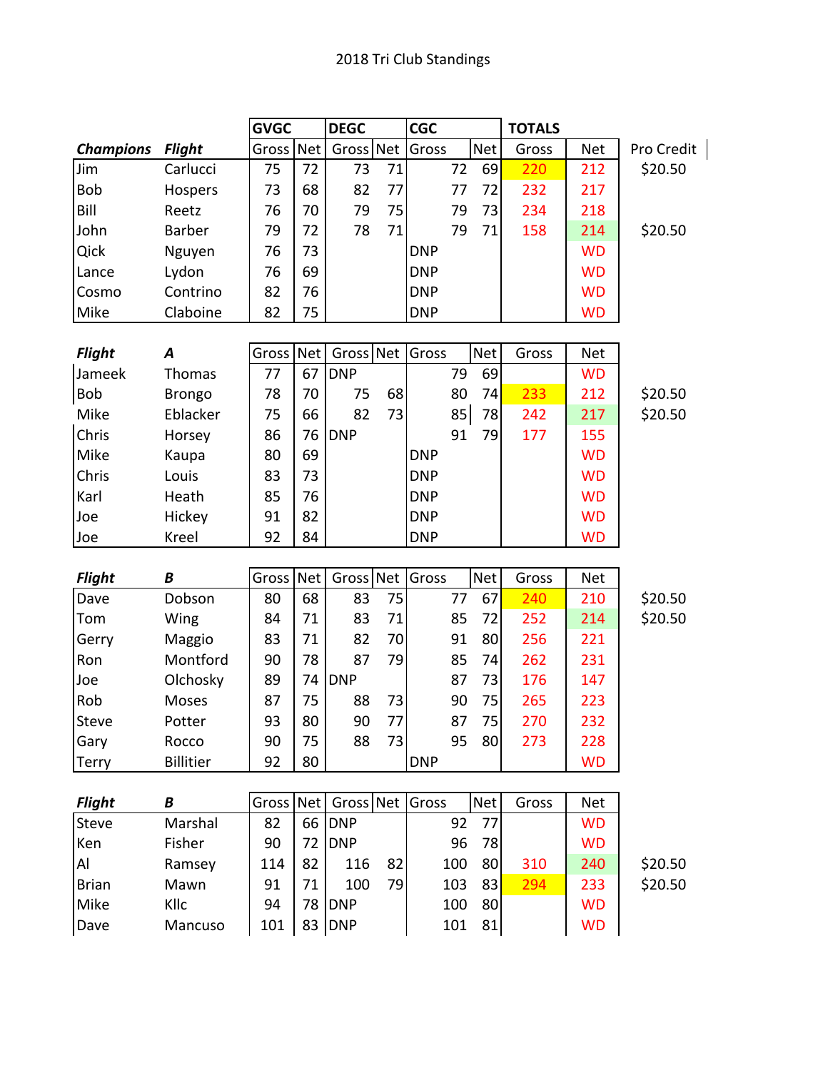# 2018 Tri Club Standings

| | | GVGC | | DEGC | | CGC | | TOTALS | | |
|---|---|---|---|---|---|---|---|---|---|---|
| ***Champions*** | ***Flight*** | Gross | Net | Gross | Net | Gross | Net | Gross | Net | Pro Credit |
| Jim | Carlucci | 75 | 72 | 73 | 71 | 72 | 69 | 220 | 212 | $20.50 |
| Bob | Hospers | 73 | 68 | 82 | 77 | 77 | 72 | 232 | 217 | |
| Bill | Reetz | 76 | 70 | 79 | 75 | 79 | 73 | 234 | 218 | |
| John | Barber | 79 | 72 | 78 | 71 | 79 | 71 | 158 | 214 | $20.50 |
| Qick | Nguyen | 76 | 73 | | | DNP | | | WD | |
| Lance | Lydon | 76 | 69 | | | DNP | | | WD | |
| Cosmo | Contrino | 82 | 76 | | | DNP | | | WD | |
| Mike | Claboine | 82 | 75 | | | DNP | | | WD | |

| ***Flight*** | ***A*** | Gross | Net | Gross | Net | Gross | Net | Gross | Net | |
|---|---|---|---|---|---|---|---|---|---|---|
| Jameek | Thomas | 77 | 67 | DNP | | 79 | 69 | | WD | |
| Bob | Brongo | 78 | 70 | 75 | 68 | 80 | 74 | 233 | 212 | $20.50 |
| Mike | Eblacker | 75 | 66 | 82 | 73 | 85 | 78 | 242 | 217 | $20.50 |
| Chris | Horsey | 86 | 76 | DNP | | 91 | 79 | 177 | 155 | |
| Mike | Kaupa | 80 | 69 | | | DNP | | | WD | |
| Chris | Louis | 83 | 73 | | | DNP | | | WD | |
| Karl | Heath | 85 | 76 | | | DNP | | | WD | |
| Joe | Hickey | 91 | 82 | | | DNP | | | WD | |
| Joe | Kreel | 92 | 84 | | | DNP | | | WD | |

| ***Flight*** | ***B*** | Gross | Net | Gross | Net | Gross | Net | Gross | Net | |
|---|---|---|---|---|---|---|---|---|---|---|
| Dave | Dobson | 80 | 68 | 83 | 75 | 77 | 67 | 240 | 210 | $20.50 |
| Tom | Wing | 84 | 71 | 83 | 71 | 85 | 72 | 252 | 214 | $20.50 |
| Gerry | Maggio | 83 | 71 | 82 | 70 | 91 | 80 | 256 | 221 | |
| Ron | Montford | 90 | 78 | 87 | 79 | 85 | 74 | 262 | 231 | |
| Joe | Olchosky | 89 | 74 | DNP | | 87 | 73 | 176 | 147 | |
| Rob | Moses | 87 | 75 | 88 | 73 | 90 | 75 | 265 | 223 | |
| Steve | Potter | 93 | 80 | 90 | 77 | 87 | 75 | 270 | 232 | |
| Gary | Rocco | 90 | 75 | 88 | 73 | 95 | 80 | 273 | 228 | |
| Terry | Billitier | 92 | 80 | | | DNP | | | WD | |

| ***Flight*** | ***B*** | Gross | Net | Gross | Net | Gross | Net | Gross | Net | |
|---|---|---|---|---|---|---|---|---|---|---|
| Steve | Marshal | 82 | 66 | DNP | | 92 | 77 | | WD | |
| Ken | Fisher | 90 | 72 | DNP | | 96 | 78 | | WD | |
| Al | Ramsey | 114 | 82 | 116 | 82 | 100 | 80 | 310 | 240 | $20.50 |
| Brian | Mawn | 91 | 71 | 100 | 79 | 103 | 83 | 294 | 233 | $20.50 |
| Mike | Kllc | 94 | 78 | DNP | | 100 | 80 | | WD | |
| Dave | Mancuso | 101 | 83 | DNP | | 101 | 81 | | WD | |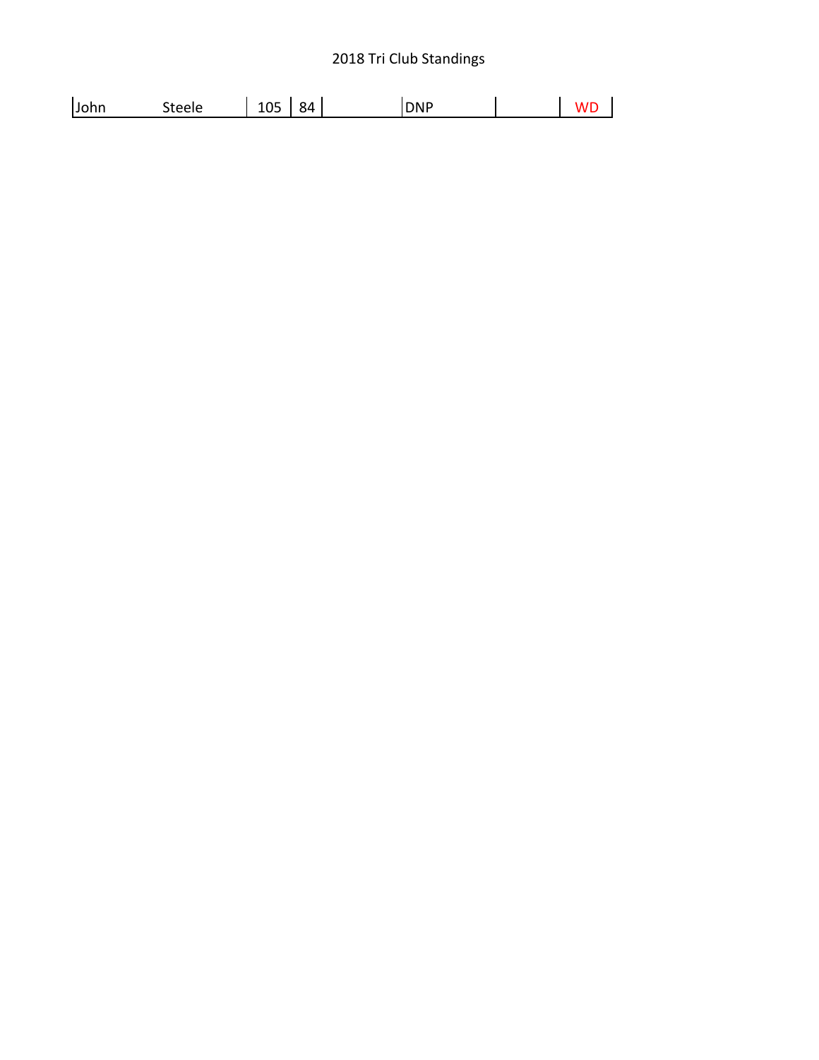| | | | | | | | |
|---|---|---|---|---|---|---|---|
| John | Steele | 105 | 84 | | DNP | | WD |